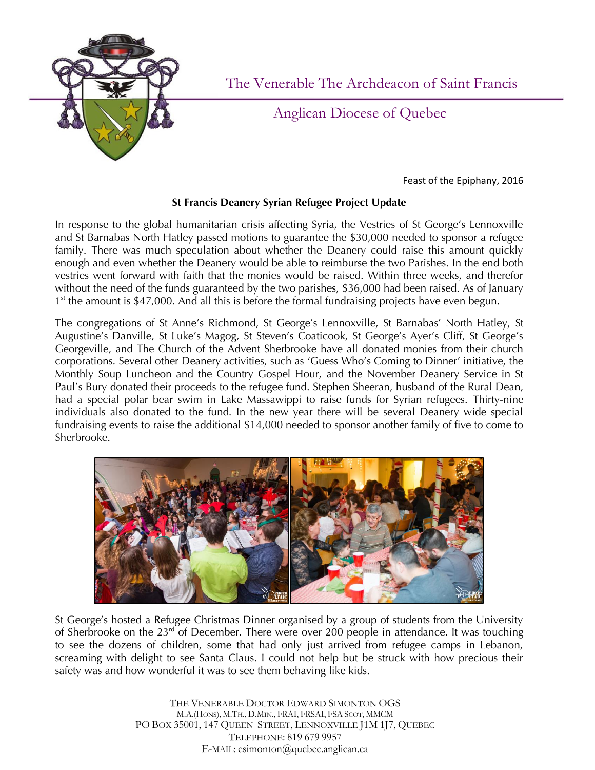# The Venerable The Archdeacon of Saint Francis

## Anglican Diocese of Quebec

Feast of the Epiphany, 2016

**St Francis Deanery Syrian Refugee Project Update**

In response to the global humanitarian crisis affecting Syria, the Vestries of St George's Lennoxville and St Barnabas North Hatley passed motions to guarantee the $30,000 needed to sponsor a refugee family. There was much speculation about whether the Deanery could raise this amount quickly enough and even whether the Deanery would be able to reimburse the two Parishes. In the end both vestries went forward with faith that the monies would be raised. Within three weeks, and therefor without the need of the funds guaranteed by the two parishes, $36,000 had been raised. As of January 1st the amount is $47,000. And all this is before the formal fundraising projects have even begun.

The congregations of St Anne's Richmond, St George's Lennoxville, St Barnabas' North Hatley, St Augustine's Danville, St Luke's Magog, St Steven's Coaticook, St George's Ayer's Cliff, St George's Georgeville, and The Church of the Advent Sherbrooke have all donated monies from their church corporations. Several other Deanery activities, such as 'Guess Who's Coming to Dinner' initiative, the Monthly Soup Luncheon and the Country Gospel Hour, and the November Deanery Service in St Paul's Bury donated their proceeds to the refugee fund. Stephen Sheeran, husband of the Rural Dean, had a special polar bear swim in Lake Massawippi to raise funds for Syrian refugees. Thirty-nine individuals also donated to the fund. In the new year there will be several Deanery wide special fundraising events to raise the additional $14,000 needed to sponsor another family of five to come to Sherbrooke.

St George's hosted a Refugee Christmas Dinner organised by a group of students from the University of Sherbrooke on the 23rd of December. There were over 200 people in attendance. It was touching to see the dozens of children, some that had only just arrived from refugee camps in Lebanon, screaming with delight to see Santa Claus. I could not help but be struck with how precious their safety was and how wonderful it was to see them behaving like kids.

THE VENERABLE DOCTOR EDWARD SIMONTON OGS
M.A.(HONS), M.TH., D.MIN., FRAI, FRSAI, FSA SCOT, MMCM
PO BOX 35001, 147 QUEEN STREET, LENNOXVILLE J1M 1J7, QUEBEC
TELEPHONE: 819 679 9957
E-MAIL: esimonton@quebec.anglican.ca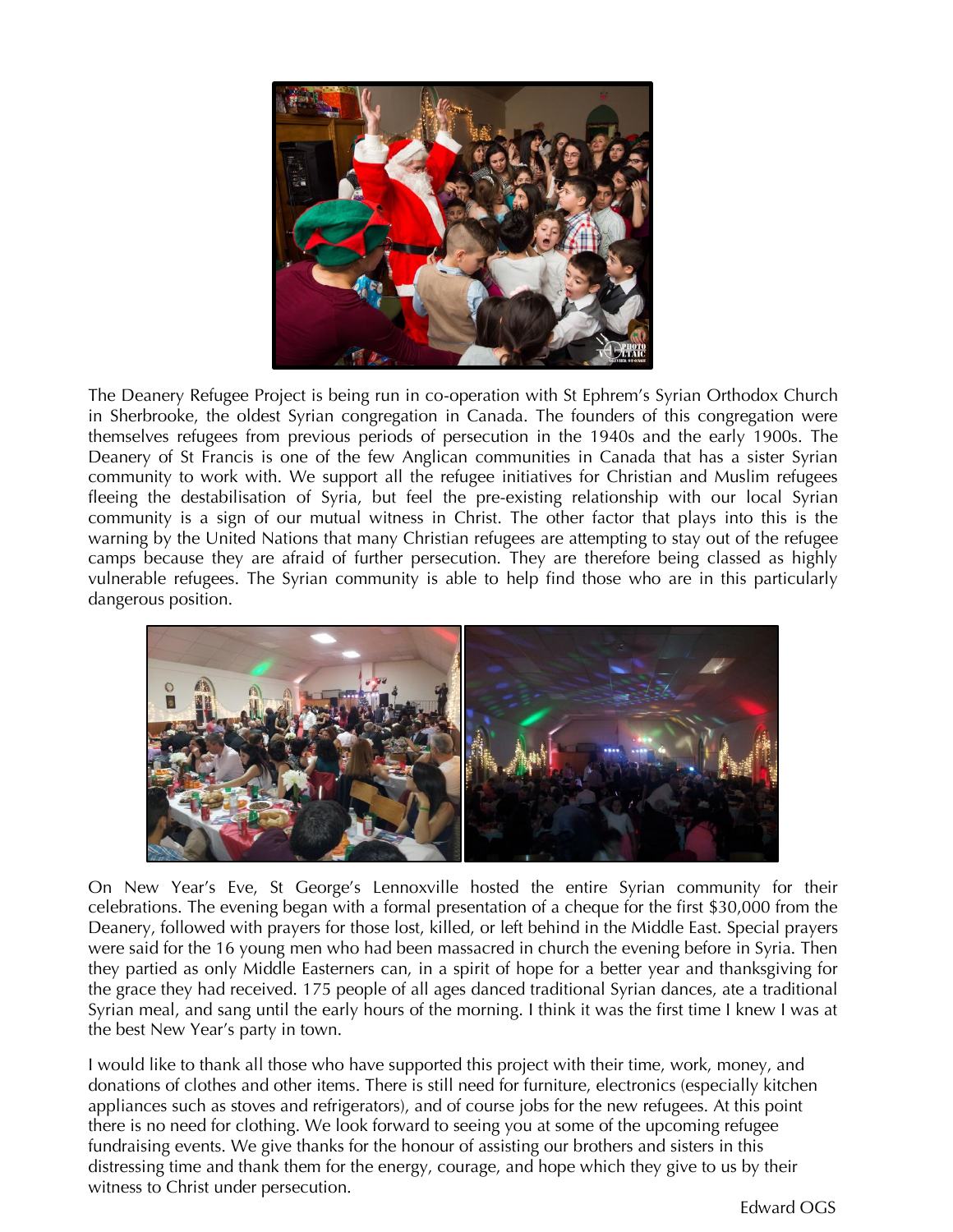The Deanery Refugee Project is being run in co-operation with St Ephrem's Syrian Orthodox Church in Sherbrooke, the oldest Syrian congregation in Canada. The founders of this congregation were themselves refugees from previous periods of persecution in the 1940s and the early 1900s. The Deanery of St Francis is one of the few Anglican communities in Canada that has a sister Syrian community to work with. We support all the refugee initiatives for Christian and Muslim refugees fleeing the destabilisation of Syria, but feel the pre-existing relationship with our local Syrian community is a sign of our mutual witness in Christ. The other factor that plays into this is the warning by the United Nations that many Christian refugees are attempting to stay out of the refugee camps because they are afraid of further persecution. They are therefore being classed as highly vulnerable refugees. The Syrian community is able to help find those who are in this particularly dangerous position.

On New Year's Eve, St George's Lennoxville hosted the entire Syrian community for their celebrations. The evening began with a formal presentation of a cheque for the first $30,000 from the Deanery, followed with prayers for those lost, killed, or left behind in the Middle East. Special prayers were said for the 16 young men who had been massacred in church the evening before in Syria. Then they partied as only Middle Easterners can, in a spirit of hope for a better year and thanksgiving for the grace they had received. 175 people of all ages danced traditional Syrian dances, ate a traditional Syrian meal, and sang until the early hours of the morning. I think it was the first time I knew I was at the best New Year's party in town.

I would like to thank all those who have supported this project with their time, work, money, and donations of clothes and other items. There is still need for furniture, electronics (especially kitchen appliances such as stoves and refrigerators), and of course jobs for the new refugees. At this point there is no need for clothing. We look forward to seeing you at some of the upcoming refugee fundraising events. We give thanks for the honour of assisting our brothers and sisters in this distressing time and thank them for the energy, courage, and hope which they give to us by their witness to Christ under persecution.

Edward OGS